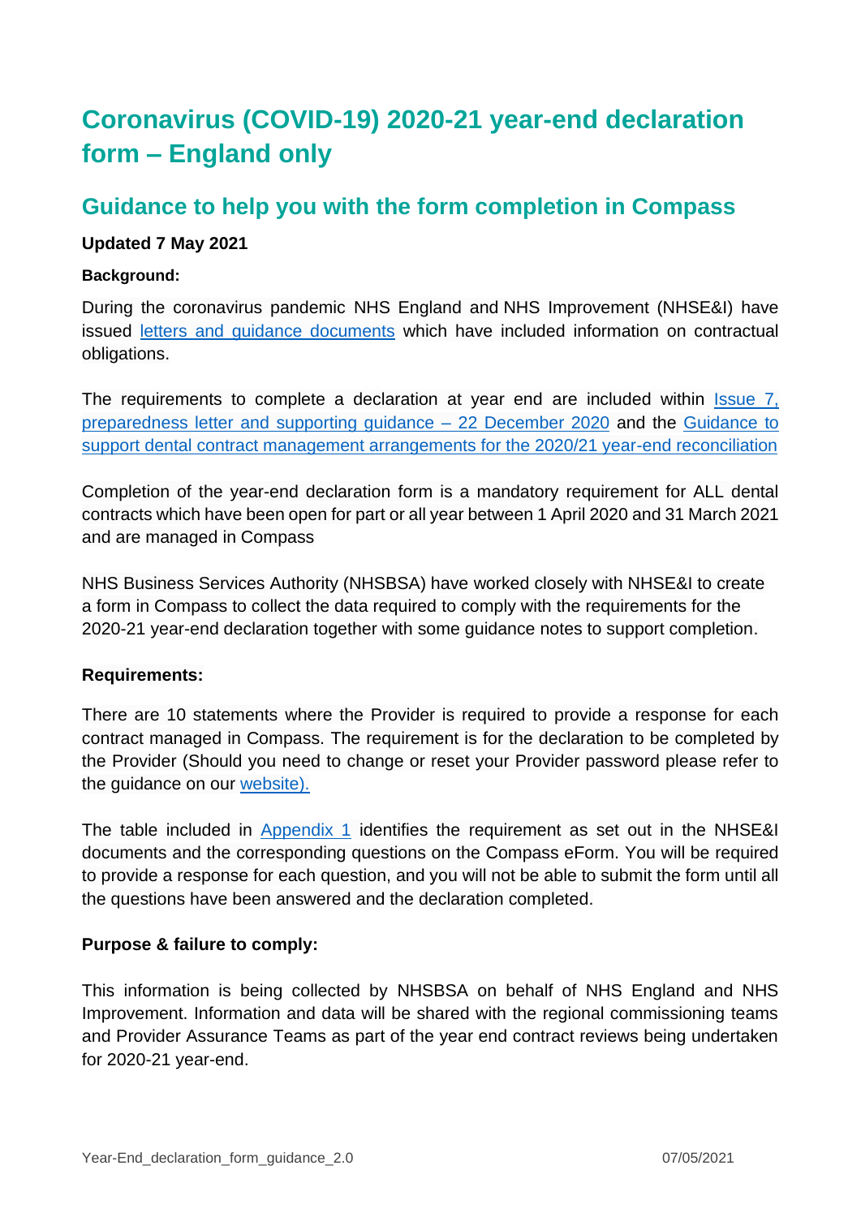# Coronavirus (COVID-19) 2020-21 year-end declaration form – England only

## Guidance to help you with the form completion in Compass

**Updated 7 May 2021**

**Background:**

During the coronavirus pandemic NHS England and NHS Improvement (NHSE&I) have issued letters and guidance documents which have included information on contractual obligations.

The requirements to complete a declaration at year end are included within Issue 7, preparedness letter and supporting guidance – 22 December 2020 and the Guidance to support dental contract management arrangements for the 2020/21 year-end reconciliation

Completion of the year-end declaration form is a mandatory requirement for ALL dental contracts which have been open for part or all year between 1 April 2020 and 31 March 2021 and are managed in Compass

NHS Business Services Authority (NHSBSA) have worked closely with NHSE&I to create a form in Compass to collect the data required to comply with the requirements for the 2020-21 year-end declaration together with some guidance notes to support completion.

**Requirements:**

There are 10 statements where the Provider is required to provide a response for each contract managed in Compass. The requirement is for the declaration to be completed by the Provider (Should you need to change or reset your Provider password please refer to the guidance on our website).

The table included in Appendix 1 identifies the requirement as set out in the NHSE&I documents and the corresponding questions on the Compass eForm. You will be required to provide a response for each question, and you will not be able to submit the form until all the questions have been answered and the declaration completed.

**Purpose & failure to comply:**

This information is being collected by NHSBSA on behalf of NHS England and NHS Improvement. Information and data will be shared with the regional commissioning teams and Provider Assurance Teams as part of the year end contract reviews being undertaken for 2020-21 year-end.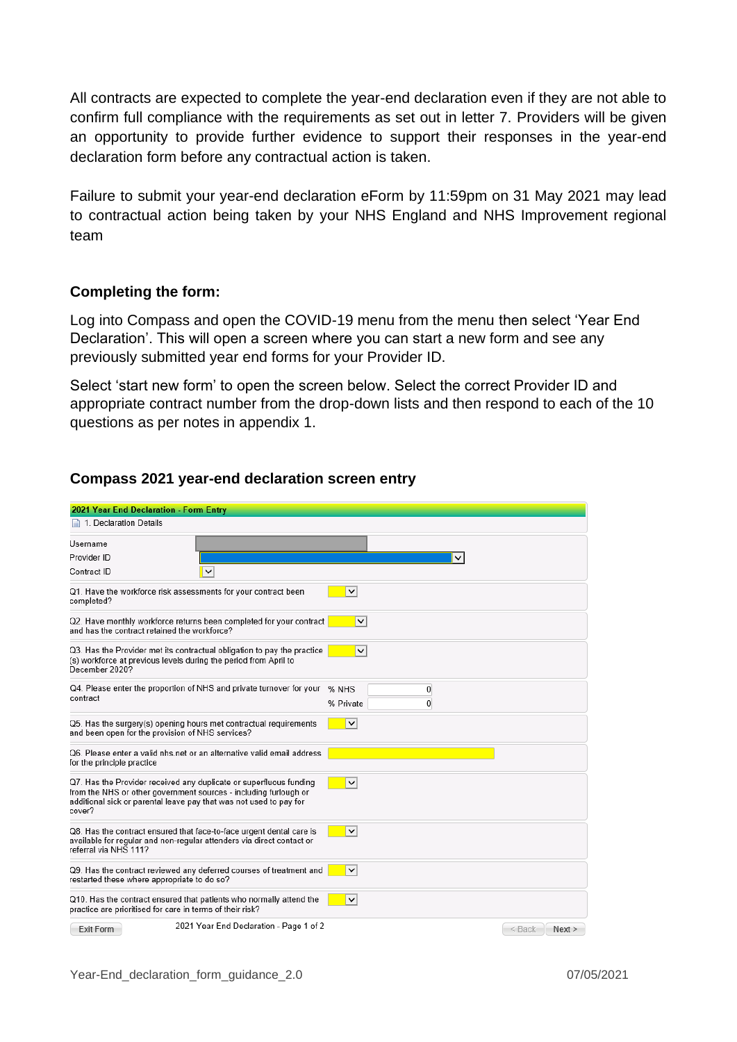All contracts are expected to complete the year-end declaration even if they are not able to confirm full compliance with the requirements as set out in letter 7. Providers will be given an opportunity to provide further evidence to support their responses in the year-end declaration form before any contractual action is taken.

Failure to submit your year-end declaration eForm by 11:59pm on 31 May 2021 may lead to contractual action being taken by your NHS England and NHS Improvement regional team

**Completing the form:**

Log into Compass and open the COVID-19 menu from the menu then select 'Year End Declaration'. This will open a screen where you can start a new form and see any previously submitted year end forms for your Provider ID.

Select 'start new form' to open the screen below. Select the correct Provider ID and appropriate contract number from the drop-down lists and then respond to each of the 10 questions as per notes in appendix 1.

**Compass 2021 year-end declaration screen entry**

**2021 Year End Declaration - Form Entry**

1. Declaration Details

| | |
|---|---|
| Username | |
| Provider ID | |
| Contract ID | |
| Q1. Have the workforce risk assessments for your contract been completed? | |
| Q2. Have monthly workforce returns been completed for your contract and has the contract retained the workforce? | |
| Q3. Has the Provider met its contractual obligation to pay the practice (s) workforce at previous levels during the period from April to December 2020? | |
| Q4. Please enter the proportion of NHS and private turnover for your contract | % NHS 0<br>% Private 0 |
| Q5. Has the surgery(s) opening hours met contractual requirements and been open for the provision of NHS services? | |
| Q6. Please enter a valid nhs.net or an alternative valid email address for the principle practice | |
| Q7. Has the Provider received any duplicate or superfluous funding from the NHS or other government sources - including furlough or additional sick or parental leave pay that was not used to pay for cover? | |
| Q8. Has the contract ensured that face-to-face urgent dental care is available for regular and non-regular attenders via direct contact or referral via NHS 111? | |
| Q9. Has the contract reviewed any deferred courses of treatment and restarted these where appropriate to do so? | |
| Q10. Has the contract ensured that patients who normally attend the practice are prioritised for care in terms of their risk? | |

Exit Form | 2021 Year End Declaration - Page 1 of 2 | < Back | Next >

Year-End_declaration_form_guidance_2.0 07/05/2021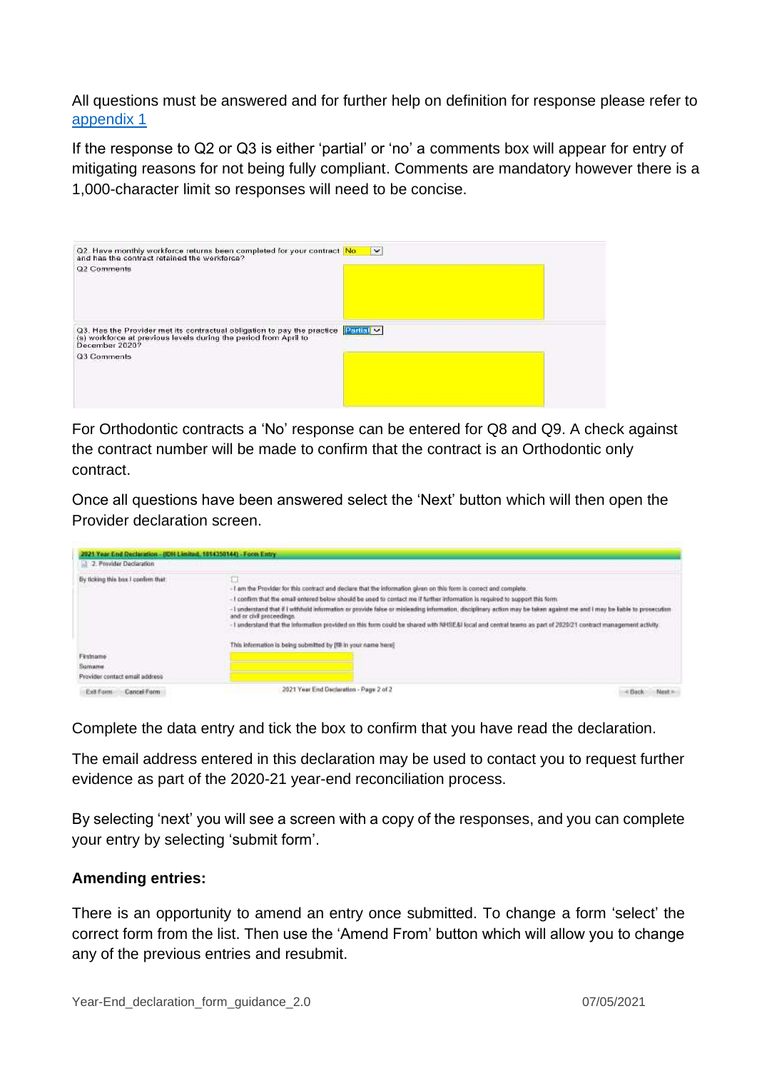All questions must be answered and for further help on definition for response please refer to [appendix 1](#)

If the response to Q2 or Q3 is either 'partial' or 'no' a comments box will appear for entry of mitigating reasons for not being fully compliant. Comments are mandatory however there is a 1,000-character limit so responses will need to be concise.

For Orthodontic contracts a 'No' response can be entered for Q8 and Q9. A check against the contract number will be made to confirm that the contract is an Orthodontic only contract.

Once all questions have been answered select the 'Next' button which will then open the Provider declaration screen.

Complete the data entry and tick the box to confirm that you have read the declaration.

The email address entered in this declaration may be used to contact you to request further evidence as part of the 2020-21 year-end reconciliation process.

By selecting 'next' you will see a screen with a copy of the responses, and you can complete your entry by selecting 'submit form'.

**Amending entries:**

There is an opportunity to amend an entry once submitted. To change a form 'select' the correct form from the list. Then use the 'Amend From' button which will allow you to change any of the previous entries and resubmit.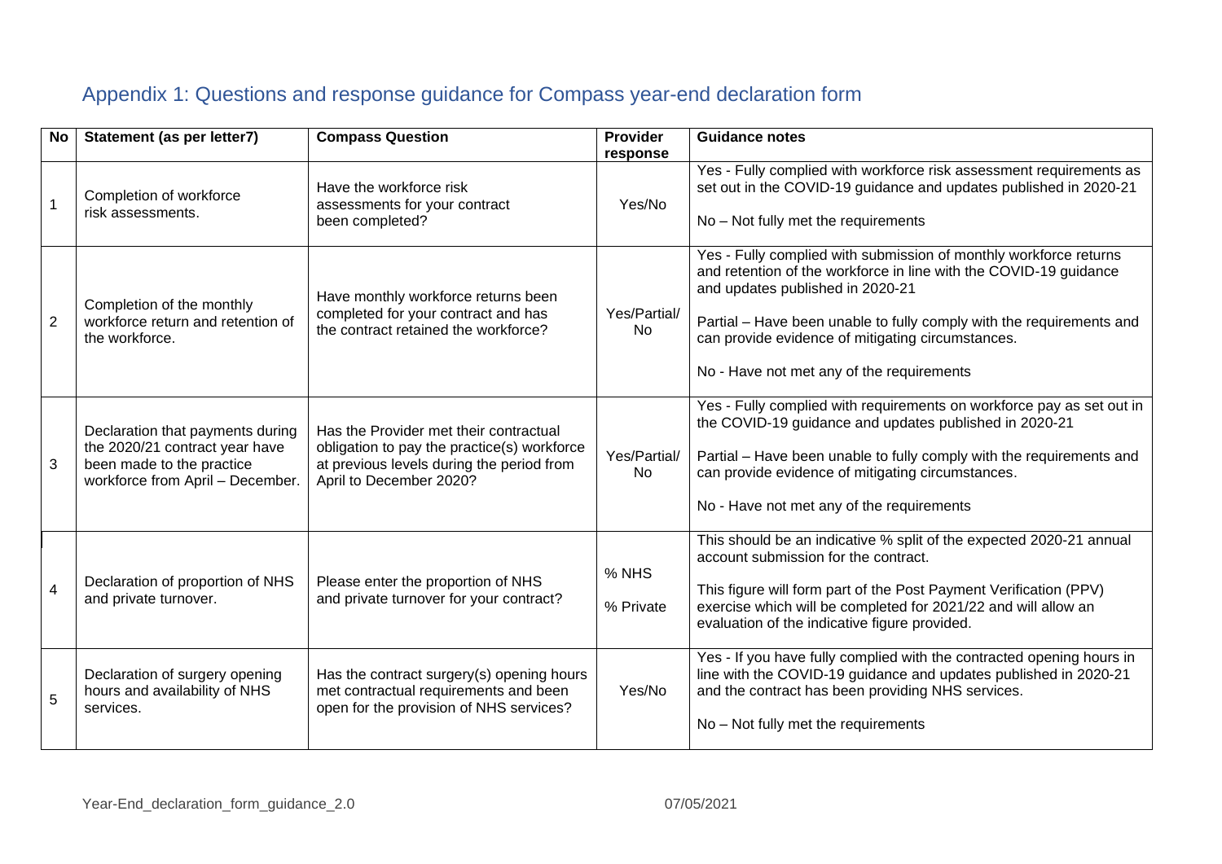# Appendix 1: Questions and response guidance for Compass year-end declaration form

| No | Statement (as per letter7) | Compass Question | Provider response | Guidance notes |
|---|---|---|---|---|
| 1 | Completion of workforce risk assessments. | Have the workforce risk assessments for your contract been completed? | Yes/No | Yes - Fully complied with workforce risk assessment requirements as set out in the COVID-19 guidance and updates published in 2020-21<br><br>No – Not fully met the requirements |
| 2 | Completion of the monthly workforce return and retention of the workforce. | Have monthly workforce returns been completed for your contract and has the contract retained the workforce? | Yes/Partial/ No | Yes - Fully complied with submission of monthly workforce returns and retention of the workforce in line with the COVID-19 guidance and updates published in 2020-21<br><br>Partial – Have been unable to fully comply with the requirements and can provide evidence of mitigating circumstances.<br><br>No - Have not met any of the requirements |
| 3 | Declaration that payments during the 2020/21 contract year have been made to the practice workforce from April – December. | Has the Provider met their contractual obligation to pay the practice(s) workforce at previous levels during the period from April to December 2020? | Yes/Partial/ No | Yes - Fully complied with requirements on workforce pay as set out in the COVID-19 guidance and updates published in 2020-21<br><br>Partial – Have been unable to fully comply with the requirements and can provide evidence of mitigating circumstances.<br><br>No - Have not met any of the requirements |
| 4 | Declaration of proportion of NHS and private turnover. | Please enter the proportion of NHS and private turnover for your contract? | % NHS<br><br>% Private | This should be an indicative % split of the expected 2020-21 annual account submission for the contract.<br><br>This figure will form part of the Post Payment Verification (PPV) exercise which will be completed for 2021/22 and will allow an evaluation of the indicative figure provided. |
| 5 | Declaration of surgery opening hours and availability of NHS services. | Has the contract surgery(s) opening hours met contractual requirements and been open for the provision of NHS services? | Yes/No | Yes - If you have fully complied with the contracted opening hours in line with the COVID-19 guidance and updates published in 2020-21 and the contract has been providing NHS services.<br><br>No – Not fully met the requirements |

Year-End_declaration_form_guidance_2.0 07/05/2021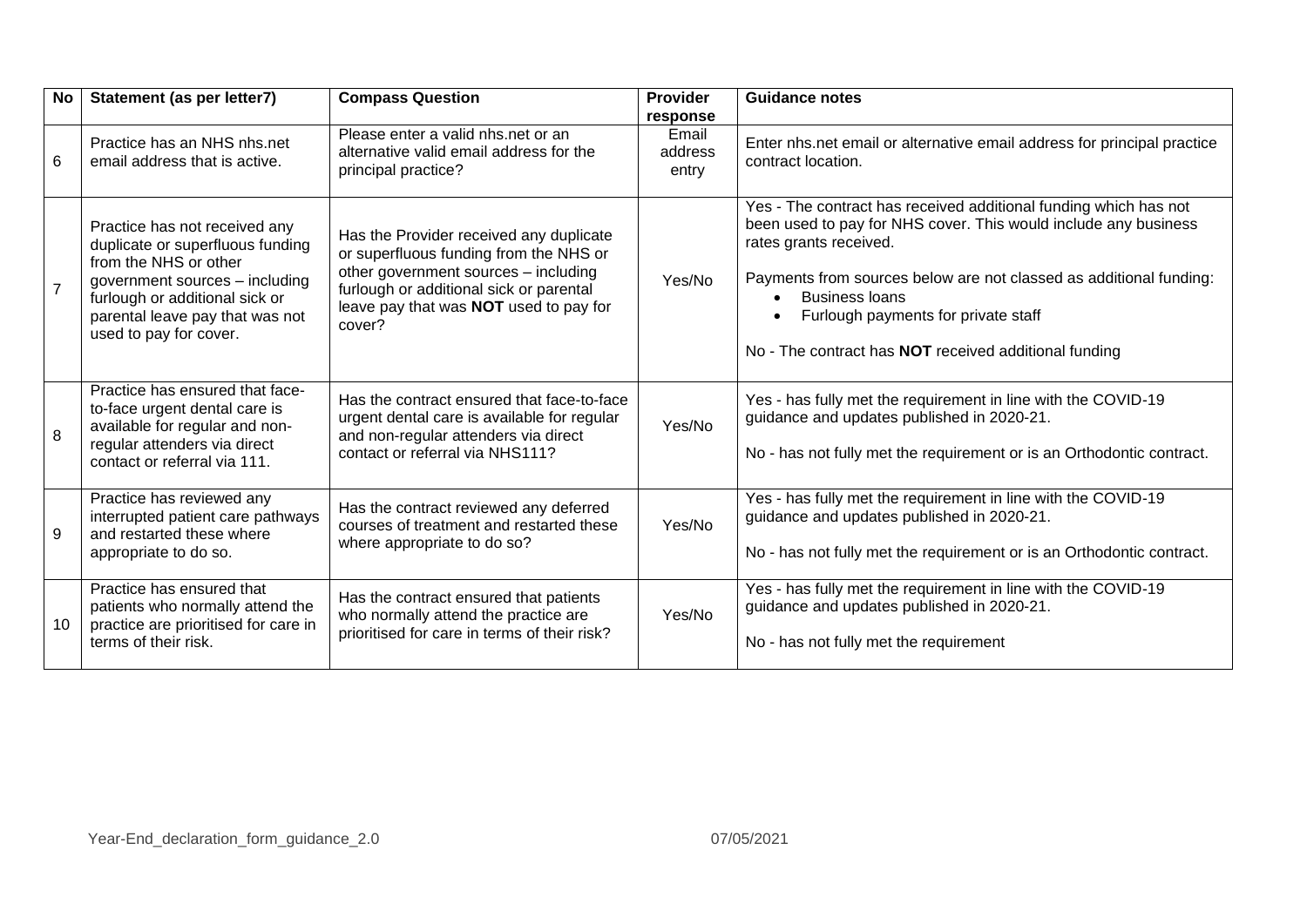| No | Statement (as per letter7) | Compass Question | Provider response | Guidance notes |
|---|---|---|---|---|
| 6 | Practice has an NHS nhs.net email address that is active. | Please enter a valid nhs.net or an alternative valid email address for the principal practice? | Email address entry | Enter nhs.net email or alternative email address for principal practice contract location. |
| 7 | Practice has not received any duplicate or superfluous funding from the NHS or other government sources – including furlough or additional sick or parental leave pay that was not used to pay for cover. | Has the Provider received any duplicate or superfluous funding from the NHS or other government sources – including furlough or additional sick or parental leave pay that was **NOT** used to pay for cover? | Yes/No | Yes - The contract has received additional funding which has not been used to pay for NHS cover. This would include any business rates grants received.<br><br>Payments from sources below are not classed as additional funding:<br>• Business loans<br>• Furlough payments for private staff<br><br>No - The contract has **NOT** received additional funding |
| 8 | Practice has ensured that face-to-face urgent dental care is available for regular and non-regular attenders via direct contact or referral via 111. | Has the contract ensured that face-to-face urgent dental care is available for regular and non-regular attenders via direct contact or referral via NHS111? | Yes/No | Yes - has fully met the requirement in line with the COVID-19 guidance and updates published in 2020-21.<br><br>No - has not fully met the requirement or is an Orthodontic contract. |
| 9 | Practice has reviewed any interrupted patient care pathways and restarted these where appropriate to do so. | Has the contract reviewed any deferred courses of treatment and restarted these where appropriate to do so? | Yes/No | Yes - has fully met the requirement in line with the COVID-19 guidance and updates published in 2020-21.<br><br>No - has not fully met the requirement or is an Orthodontic contract. |
| 10 | Practice has ensured that patients who normally attend the practice are prioritised for care in terms of their risk. | Has the contract ensured that patients who normally attend the practice are prioritised for care in terms of their risk? | Yes/No | Yes - has fully met the requirement in line with the COVID-19 guidance and updates published in 2020-21.<br><br>No - has not fully met the requirement |